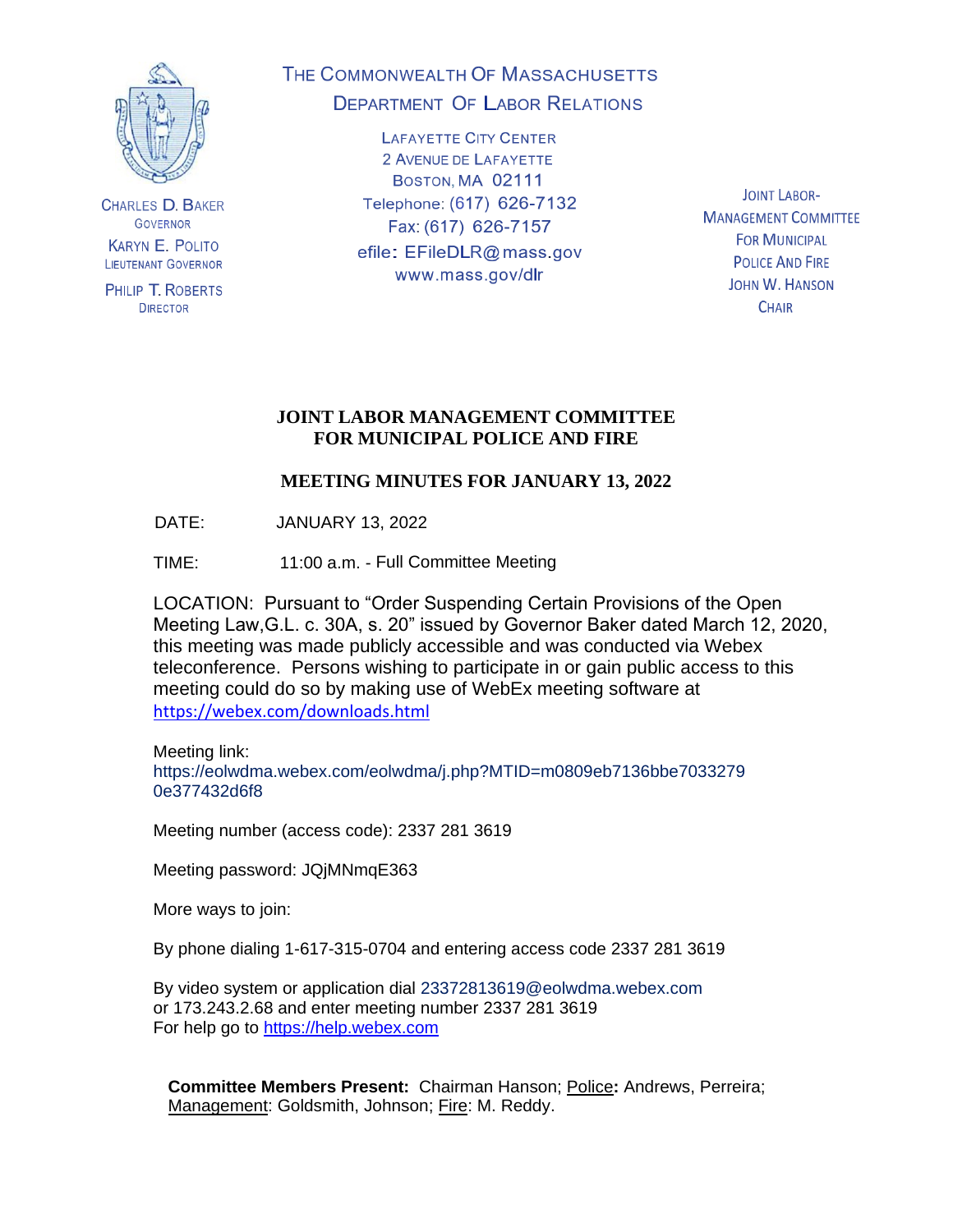THE COMMONWEALTH OF MASSACHUSETTS
DEPARTMENT OF LABOR RELATIONS

LAFAYETTE CITY CENTER
2 AVENUE DE LAFAYETTE
BOSTON, MA 02111
Telephone: (617) 626-7132
Fax: (617) 626-7157
efile: EFileDLR@mass.gov
www.mass.gov/dlr

CHARLES D. BAKER
GOVERNOR

KARYN E. POLITO
LIEUTENANT GOVERNOR

PHILIP T. ROBERTS
DIRECTOR

JOINT LABOR-MANAGEMENT COMMITTEE
FOR MUNICIPAL POLICE AND FIRE
JOHN W. HANSON
CHAIR

# JOINT LABOR MANAGEMENT COMMITTEE FOR MUNICIPAL POLICE AND FIRE

## MEETING MINUTES FOR JANUARY 13, 2022

DATE: JANUARY 13, 2022

TIME: 11:00 a.m. - Full Committee Meeting

LOCATION: Pursuant to "Order Suspending Certain Provisions of the Open Meeting Law,G.L. c. 30A, s. 20" issued by Governor Baker dated March 12, 2020, this meeting was made publicly accessible and was conducted via Webex teleconference. Persons wishing to participate in or gain public access to this meeting could do so by making use of WebEx meeting software at https://webex.com/downloads.html

Meeting link:
https://eolwdma.webex.com/eolwdma/j.php?MTID=m0809eb7136bbe70332790e377432d6f8

Meeting number (access code): 2337 281 3619

Meeting password: JQjMNmqE363

More ways to join:

By phone dialing 1-617-315-0704 and entering access code 2337 281 3619

By video system or application dial 23372813619@eolwdma.webex.com
or 173.243.2.68 and enter meeting number 2337 281 3619
For help go to https://help.webex.com

**Committee Members Present:** Chairman Hanson; Police**:** Andrews, Perreira; Management: Goldsmith, Johnson; Fire: M. Reddy.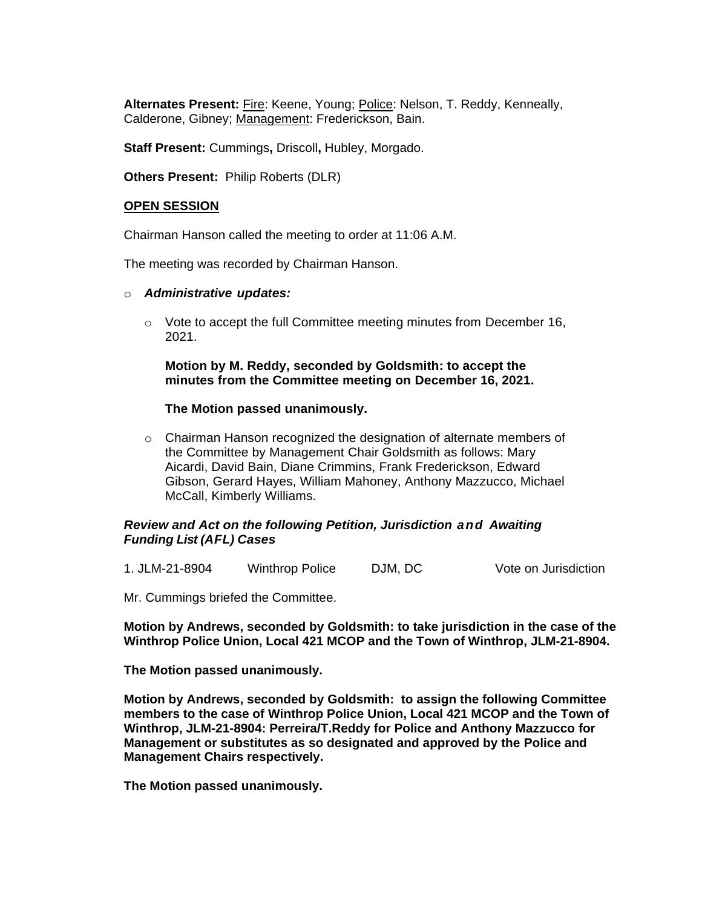**Alternates Present:** Fire: Keene, Young; Police: Nelson, T. Reddy, Kenneally, Calderone, Gibney; Management: Frederickson, Bain.

**Staff Present:** Cummings**,** Driscoll**,** Hubley, Morgado.

**Others Present:** Philip Roberts (DLR)

**OPEN SESSION**

Chairman Hanson called the meeting to order at 11:06 A.M.

The meeting was recorded by Chairman Hanson.

- ***Administrative updates:***

  - Vote to accept the full Committee meeting minutes from December 16, 2021.

    **Motion by M. Reddy, seconded by Goldsmith: to accept the minutes from the Committee meeting on December 16, 2021.**

    **The Motion passed unanimously.**

  - Chairman Hanson recognized the designation of alternate members of the Committee by Management Chair Goldsmith as follows: Mary Aicardi, David Bain, Diane Crimmins, Frank Frederickson, Edward Gibson, Gerard Hayes, William Mahoney, Anthony Mazzucco, Michael McCall, Kimberly Williams.

***Review and Act on the following Petition, Jurisdiction and Awaiting Funding List (AFL) Cases***

| 1. JLM-21-8904 | Winthrop Police | DJM, DC | Vote on Jurisdiction |
|---|---|---|---|

Mr. Cummings briefed the Committee.

**Motion by Andrews, seconded by Goldsmith: to take jurisdiction in the case of the Winthrop Police Union, Local 421 MCOP and the Town of Winthrop, JLM-21-8904.**

**The Motion passed unanimously.**

**Motion by Andrews, seconded by Goldsmith: to assign the following Committee members to the case of Winthrop Police Union, Local 421 MCOP and the Town of Winthrop, JLM-21-8904: Perreira/T.Reddy for Police and Anthony Mazzucco for Management or substitutes as so designated and approved by the Police and Management Chairs respectively.**

**The Motion passed unanimously.**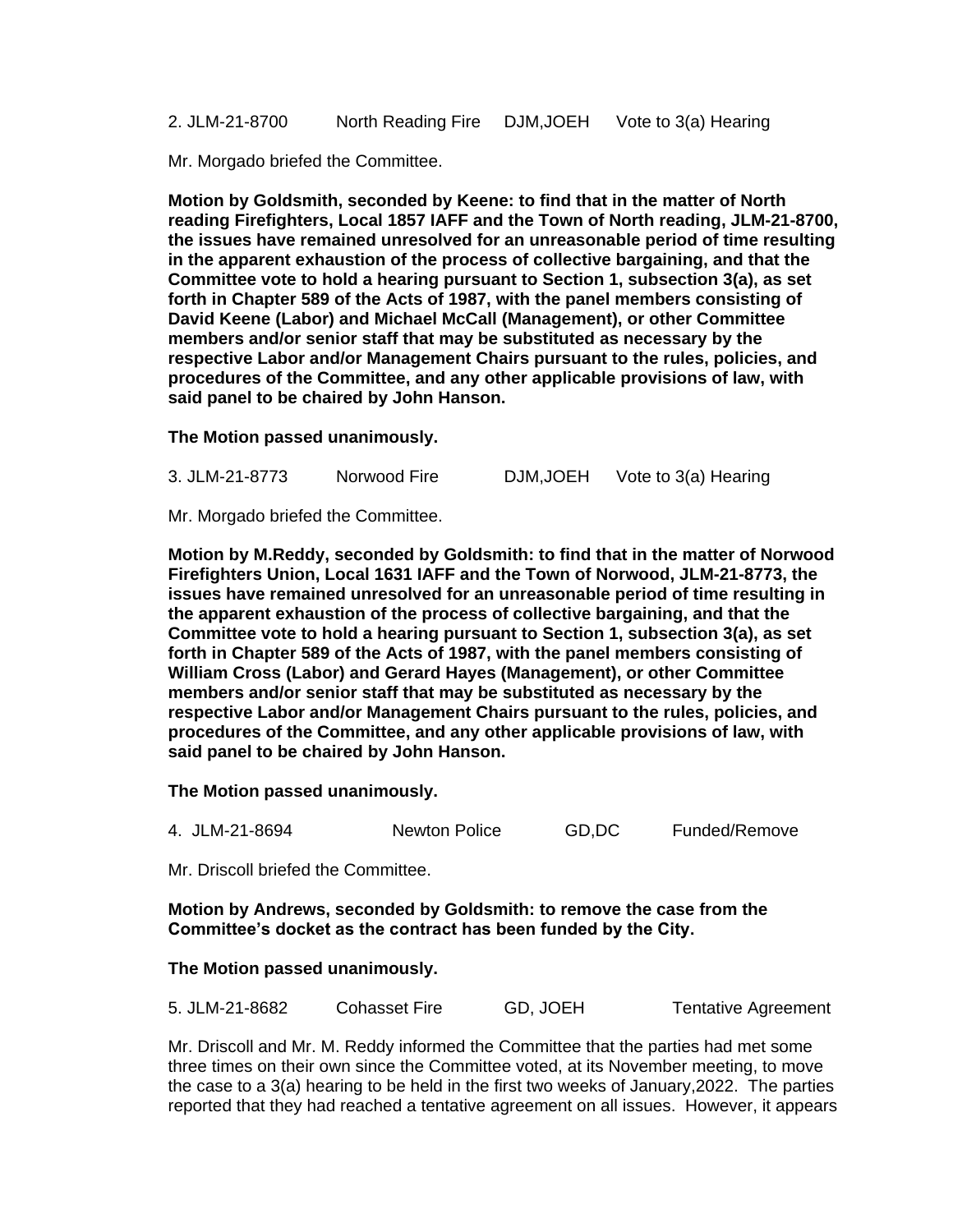2. JLM-21-8700 North Reading Fire DJM,JOEH Vote to 3(a) Hearing

Mr. Morgado briefed the Committee.

**Motion by Goldsmith, seconded by Keene: to find that in the matter of North reading Firefighters, Local 1857 IAFF and the Town of North reading, JLM-21-8700, the issues have remained unresolved for an unreasonable period of time resulting in the apparent exhaustion of the process of collective bargaining, and that the Committee vote to hold a hearing pursuant to Section 1, subsection 3(a), as set forth in Chapter 589 of the Acts of 1987, with the panel members consisting of David Keene (Labor) and Michael McCall (Management), or other Committee members and/or senior staff that may be substituted as necessary by the respective Labor and/or Management Chairs pursuant to the rules, policies, and procedures of the Committee, and any other applicable provisions of law, with said panel to be chaired by John Hanson.**

**The Motion passed unanimously.**

3. JLM-21-8773 Norwood Fire DJM,JOEH Vote to 3(a) Hearing

Mr. Morgado briefed the Committee.

**Motion by M.Reddy, seconded by Goldsmith: to find that in the matter of Norwood Firefighters Union, Local 1631 IAFF and the Town of Norwood, JLM-21-8773, the issues have remained unresolved for an unreasonable period of time resulting in the apparent exhaustion of the process of collective bargaining, and that the Committee vote to hold a hearing pursuant to Section 1, subsection 3(a), as set forth in Chapter 589 of the Acts of 1987, with the panel members consisting of William Cross (Labor) and Gerard Hayes (Management), or other Committee members and/or senior staff that may be substituted as necessary by the respective Labor and/or Management Chairs pursuant to the rules, policies, and procedures of the Committee, and any other applicable provisions of law, with said panel to be chaired by John Hanson.**

**The Motion passed unanimously.**

4. JLM-21-8694 Newton Police GD,DC Funded/Remove

Mr. Driscoll briefed the Committee.

**Motion by Andrews, seconded by Goldsmith: to remove the case from the Committee's docket as the contract has been funded by the City.**

**The Motion passed unanimously.**

5. JLM-21-8682 Cohasset Fire GD, JOEH Tentative Agreement

Mr. Driscoll and Mr. M. Reddy informed the Committee that the parties had met some three times on their own since the Committee voted, at its November meeting, to move the case to a 3(a) hearing to be held in the first two weeks of January,2022. The parties reported that they had reached a tentative agreement on all issues. However, it appears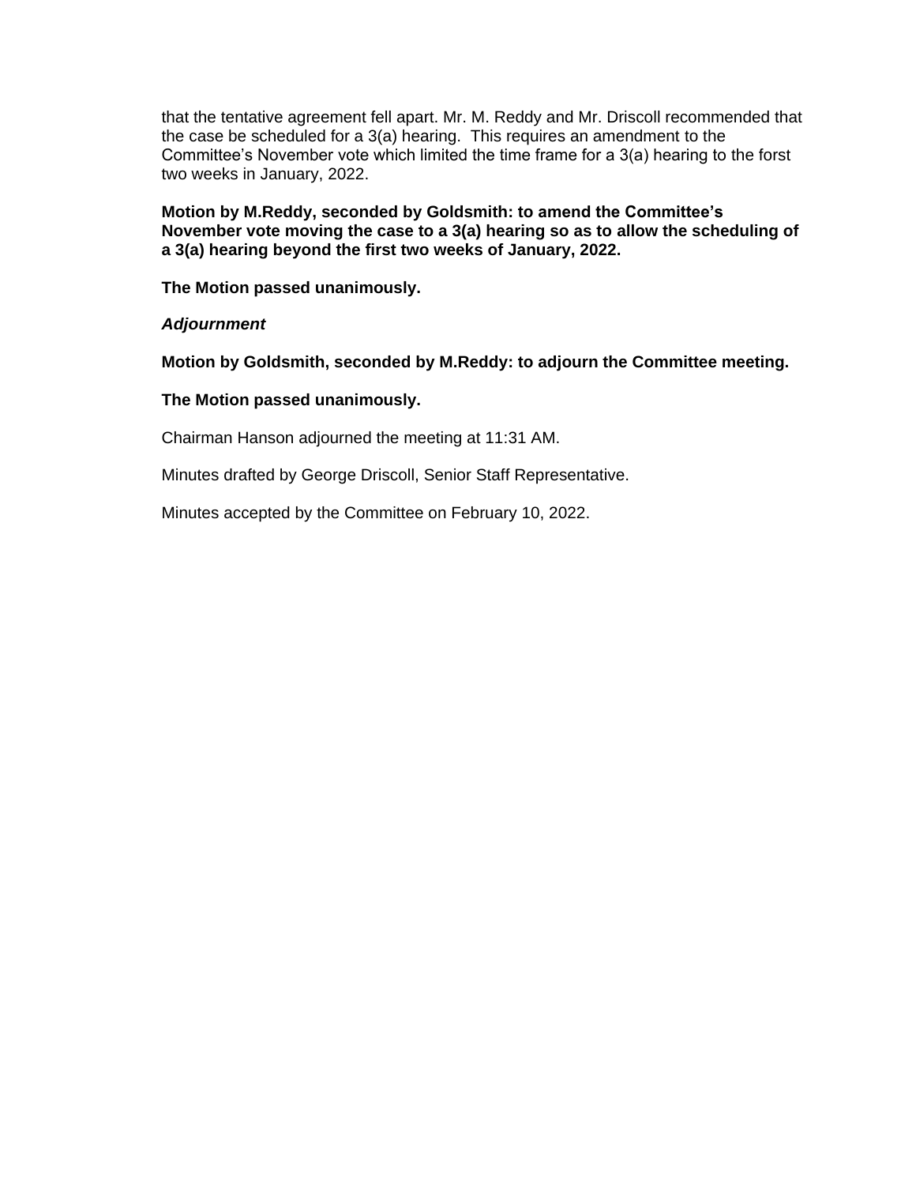that the tentative agreement fell apart. Mr. M. Reddy and Mr. Driscoll recommended that the case be scheduled for a 3(a) hearing.  This requires an amendment to the Committee's November vote which limited the time frame for a 3(a) hearing to the forst two weeks in January, 2022.

**Motion by M.Reddy, seconded by Goldsmith: to amend the Committee's November vote moving the case to a 3(a) hearing so as to allow the scheduling of a 3(a) hearing beyond the first two weeks of January, 2022.**

**The Motion passed unanimously.**

***Adjournment***

**Motion by Goldsmith, seconded by M.Reddy: to adjourn the Committee meeting.**

**The Motion passed unanimously.**

Chairman Hanson adjourned the meeting at 11:31 AM.

Minutes drafted by George Driscoll, Senior Staff Representative.

Minutes accepted by the Committee on February 10, 2022.